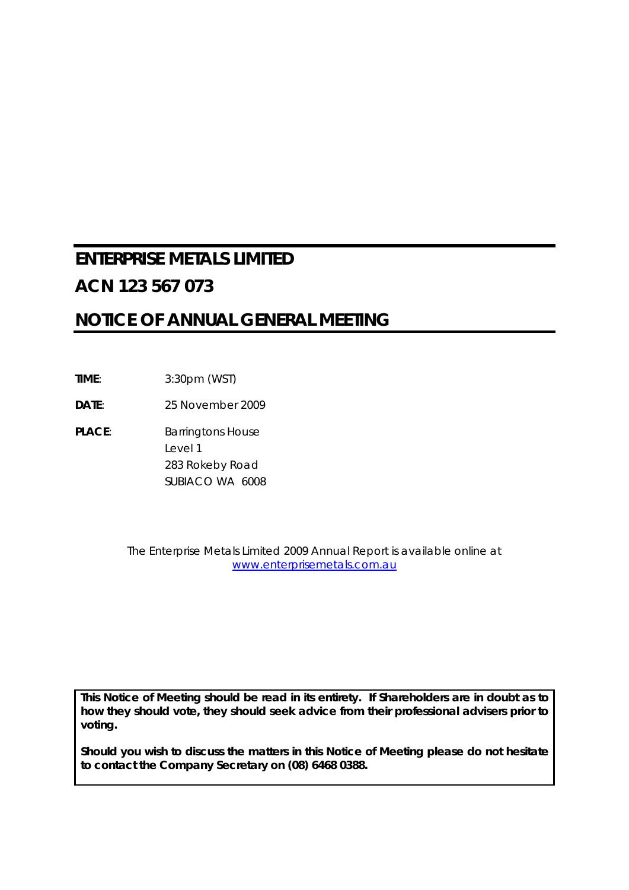# ENTERPRISE METALS LIMITED

# ACN 123 567 073

# NOTICE OF ANNUAL GENERAL MEETING

**TIME**: 3:30pm (WST)

**DATE**: 25 November 2009

**PLACE**: Barringtons House
Level 1
283 Rokeby Road
SUBIACO WA 6008

*The Enterprise Metals Limited 2009 Annual Report is available online at [www.enterprisemetals.com.au](http://www.enterprisemetals.com.au)*

**This Notice of Meeting should be read in its entirety. If Shareholders are in doubt as to how they should vote, they should seek advice from their professional advisers prior to voting.**

**Should you wish to discuss the matters in this Notice of Meeting please do not hesitate to contact the Company Secretary on (08) 6468 0388.**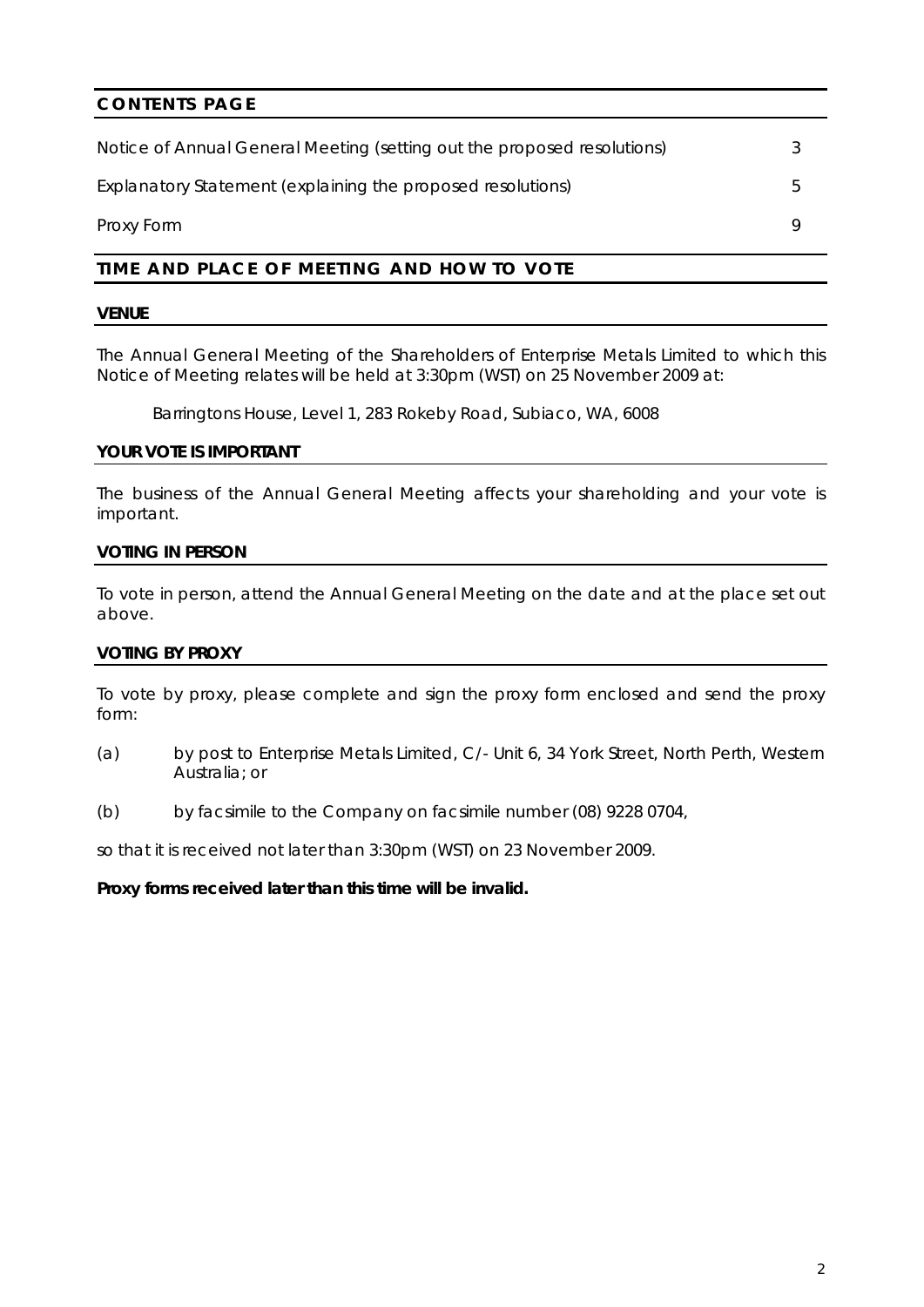## CONTENTS PAGE

| | |
|---|---|
| Notice of Annual General Meeting (setting out the proposed resolutions) | 3 |
| Explanatory Statement (explaining the proposed resolutions) | 5 |
| Proxy Form | 9 |

## TIME AND PLACE OF MEETING AND HOW TO VOTE

### VENUE

The Annual General Meeting of the Shareholders of Enterprise Metals Limited to which this Notice of Meeting relates will be held at 3:30pm (WST) on 25 November 2009 at:

Barringtons House, Level 1, 283 Rokeby Road, Subiaco, WA, 6008

### YOUR VOTE IS IMPORTANT

The business of the Annual General Meeting affects your shareholding and your vote is important.

### VOTING IN PERSON

To vote in person, attend the Annual General Meeting on the date and at the place set out above.

### VOTING BY PROXY

To vote by proxy, please complete and sign the proxy form enclosed and send the proxy form:

(a) by post to Enterprise Metals Limited, C/- Unit 6, 34 York Street, North Perth, Western Australia; or

(b) by facsimile to the Company on facsimile number (08) 9228 0704,

so that it is received not later than 3:30pm (WST) on 23 November 2009.

**Proxy forms received later than this time will be invalid.**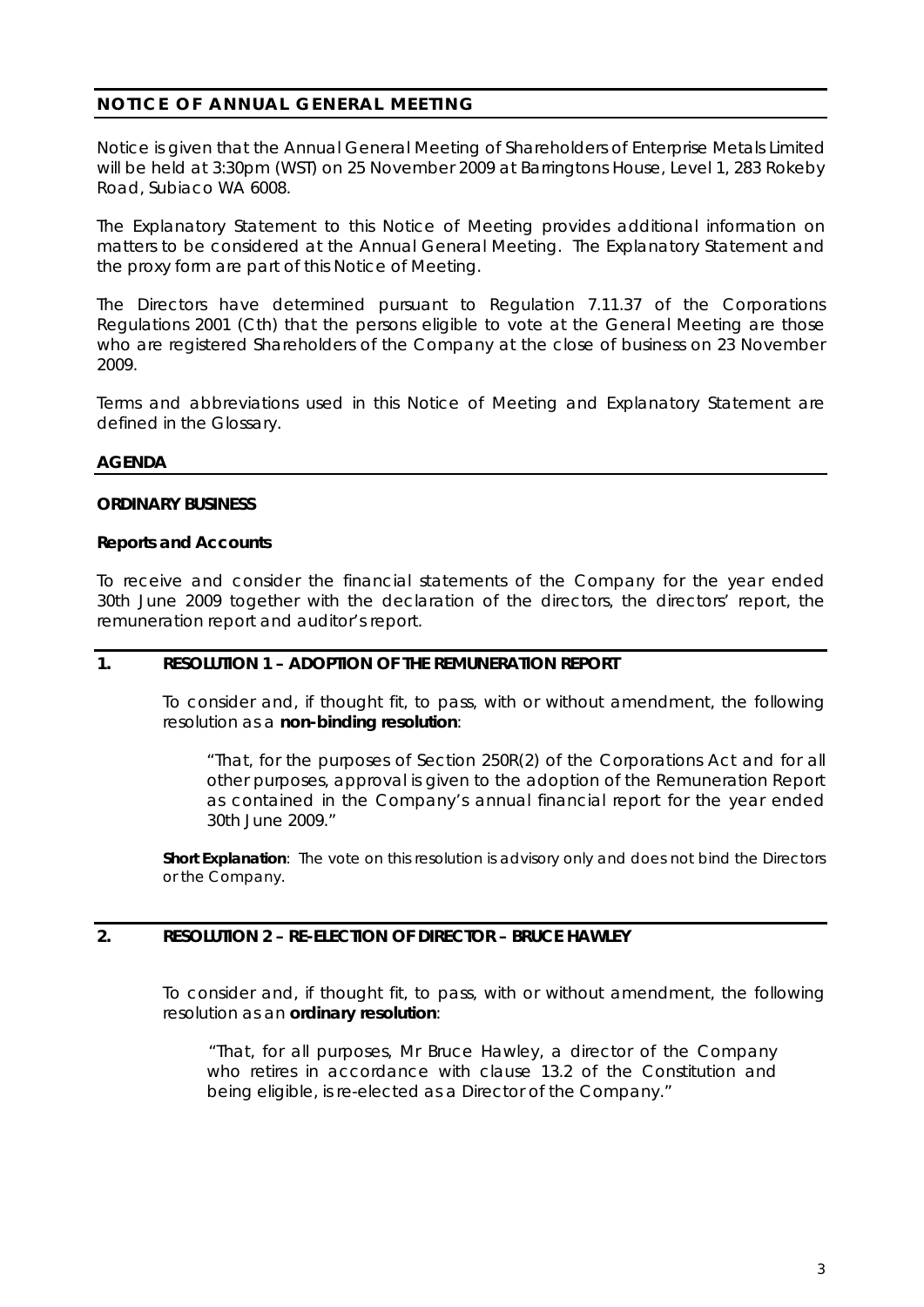## NOTICE OF ANNUAL GENERAL MEETING

Notice is given that the Annual General Meeting of Shareholders of Enterprise Metals Limited will be held at 3:30pm (WST) on 25 November 2009 at Barringtons House, Level 1, 283 Rokeby Road, Subiaco WA 6008.

The Explanatory Statement to this Notice of Meeting provides additional information on matters to be considered at the Annual General Meeting. The Explanatory Statement and the proxy form are part of this Notice of Meeting.

The Directors have determined pursuant to Regulation 7.11.37 of the Corporations Regulations 2001 (Cth) that the persons eligible to vote at the General Meeting are those who are registered Shareholders of the Company at the close of business on 23 November 2009.

Terms and abbreviations used in this Notice of Meeting and Explanatory Statement are defined in the Glossary.

## AGENDA

**ORDINARY BUSINESS**

**Reports and Accounts**

To receive and consider the financial statements of the Company for the year ended 30th June 2009 together with the declaration of the directors, the directors' report, the remuneration report and auditor's report.

### 1. RESOLUTION 1 – ADOPTION OF THE REMUNERATION REPORT

To consider and, if thought fit, to pass, with or without amendment, the following resolution as a **non-binding resolution**:

> "That, for the purposes of Section 250R(2) of the Corporations Act and for all other purposes, approval is given to the adoption of the Remuneration Report as contained in the Company's annual financial report for the year ended 30th June 2009."

**Short Explanation**: The vote on this resolution is advisory only and does not bind the Directors or the Company.

### 2. RESOLUTION 2 – RE-ELECTION OF DIRECTOR – BRUCE HAWLEY

To consider and, if thought fit, to pass, with or without amendment, the following resolution as an **ordinary resolution**:

> "That, for all purposes, Mr Bruce Hawley, a director of the Company who retires in accordance with clause 13.2 of the Constitution and being eligible, is re-elected as a Director of the Company."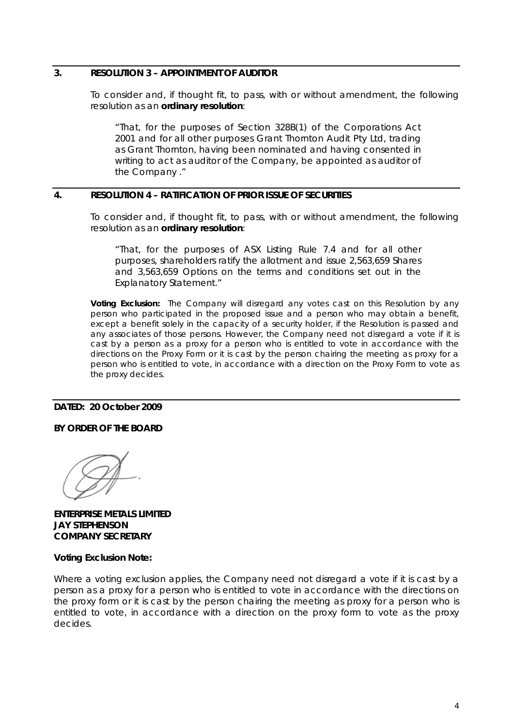## 3. RESOLUTION 3 – APPOINTMENT OF AUDITOR

To consider and, if thought fit, to pass, with or without amendment, the following resolution as an **ordinary resolution**:

> "That, for the purposes of Section 328B(1) of the Corporations Act 2001 and for all other purposes Grant Thornton Audit Pty Ltd, trading as Grant Thornton, having been nominated and having consented in writing to act as auditor of the Company, be appointed as auditor of the Company ."

## 4. RESOLUTION 4 – RATIFICATION OF PRIOR ISSUE OF SECURITIES

To consider and, if thought fit, to pass, with or without amendment, the following resolution as an **ordinary resolution**:

> "That, for the purposes of ASX Listing Rule 7.4 and for all other purposes, shareholders ratify the allotment and issue 2,563,659 Shares and 3,563,659 Options on the terms and conditions set out in the Explanatory Statement."

**Voting Exclusion:** The Company will disregard any votes cast on this Resolution by any person who participated in the proposed issue and a person who may obtain a benefit, except a benefit solely in the capacity of a security holder, if the Resolution is passed and any associates of those persons. However, the Company need not disregard a vote if it is cast by a person as a proxy for a person who is entitled to vote in accordance with the directions on the Proxy Form or it is cast by the person chairing the meeting as proxy for a person who is entitled to vote, in accordance with a direction on the Proxy Form to vote as the proxy decides.

**DATED: 20 October 2009**

**BY ORDER OF THE BOARD**

**ENTERPRISE METALS LIMITED**
**JAY STEPHENSON**
**COMPANY SECRETARY**

**Voting Exclusion Note:**

Where a voting exclusion applies, the Company need not disregard a vote if it is cast by a person as a proxy for a person who is entitled to vote in accordance with the directions on the proxy form or it is cast by the person chairing the meeting as proxy for a person who is entitled to vote, in accordance with a direction on the proxy form to vote as the proxy decides.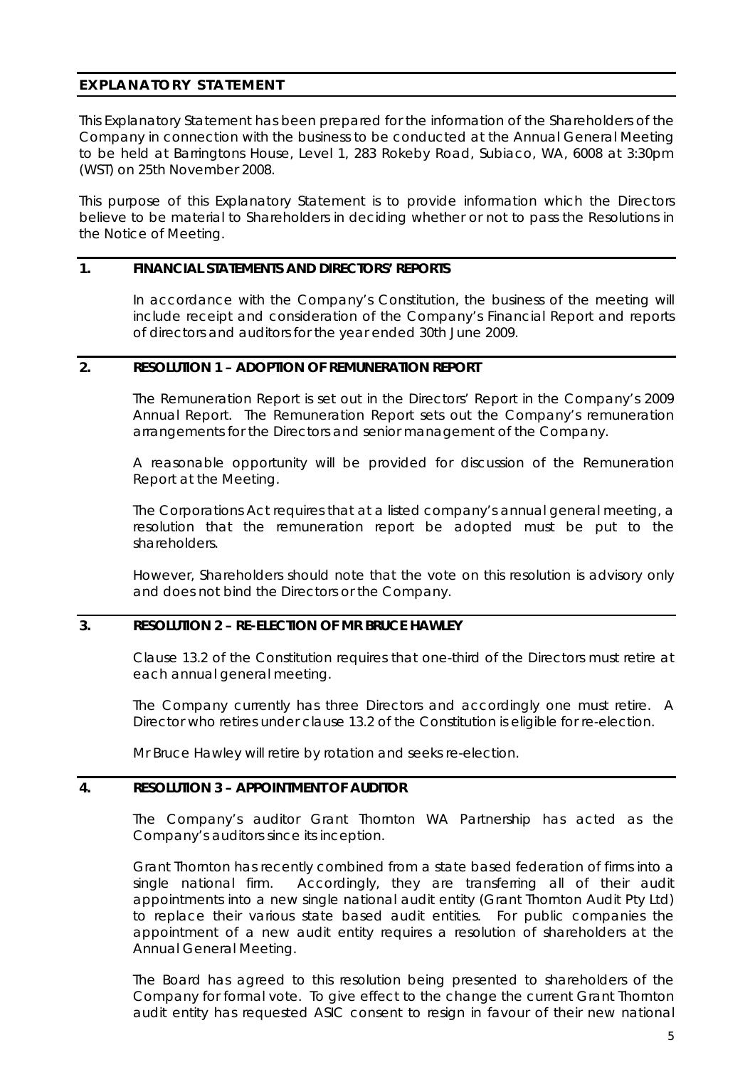## EXPLANATORY STATEMENT

This Explanatory Statement has been prepared for the information of the Shareholders of the Company in connection with the business to be conducted at the Annual General Meeting to be held at Barringtons House, Level 1, 283 Rokeby Road, Subiaco, WA, 6008 at 3:30pm (WST) on 25th November 2008.

This purpose of this Explanatory Statement is to provide information which the Directors believe to be material to Shareholders in deciding whether or not to pass the Resolutions in the Notice of Meeting.

### 1. FINANCIAL STATEMENTS AND DIRECTORS' REPORTS

In accordance with the Company's Constitution, the business of the meeting will include receipt and consideration of the Company's Financial Report and reports of directors and auditors for the year ended 30th June 2009.

### 2. RESOLUTION 1 – ADOPTION OF REMUNERATION REPORT

The Remuneration Report is set out in the Directors' Report in the Company's 2009 Annual Report. The Remuneration Report sets out the Company's remuneration arrangements for the Directors and senior management of the Company.

A reasonable opportunity will be provided for discussion of the Remuneration Report at the Meeting.

The Corporations Act requires that at a listed company's annual general meeting, a resolution that the remuneration report be adopted must be put to the shareholders.

However, Shareholders should note that the vote on this resolution is advisory only and does not bind the Directors or the Company.

### 3. RESOLUTION 2 – RE-ELECTION OF MR BRUCE HAWLEY

Clause 13.2 of the Constitution requires that one-third of the Directors must retire at each annual general meeting.

The Company currently has three Directors and accordingly one must retire. A Director who retires under clause 13.2 of the Constitution is eligible for re-election.

Mr Bruce Hawley will retire by rotation and seeks re-election.

### 4. RESOLUTION 3 – APPOINTMENT OF AUDITOR

The Company's auditor Grant Thornton WA Partnership has acted as the Company's auditors since its inception.

Grant Thornton has recently combined from a state based federation of firms into a single national firm. Accordingly, they are transferring all of their audit appointments into a new single national audit entity (Grant Thornton Audit Pty Ltd) to replace their various state based audit entities. For public companies the appointment of a new audit entity requires a resolution of shareholders at the Annual General Meeting.

The Board has agreed to this resolution being presented to shareholders of the Company for formal vote. To give effect to the change the current Grant Thornton audit entity has requested ASIC consent to resign in favour of their new national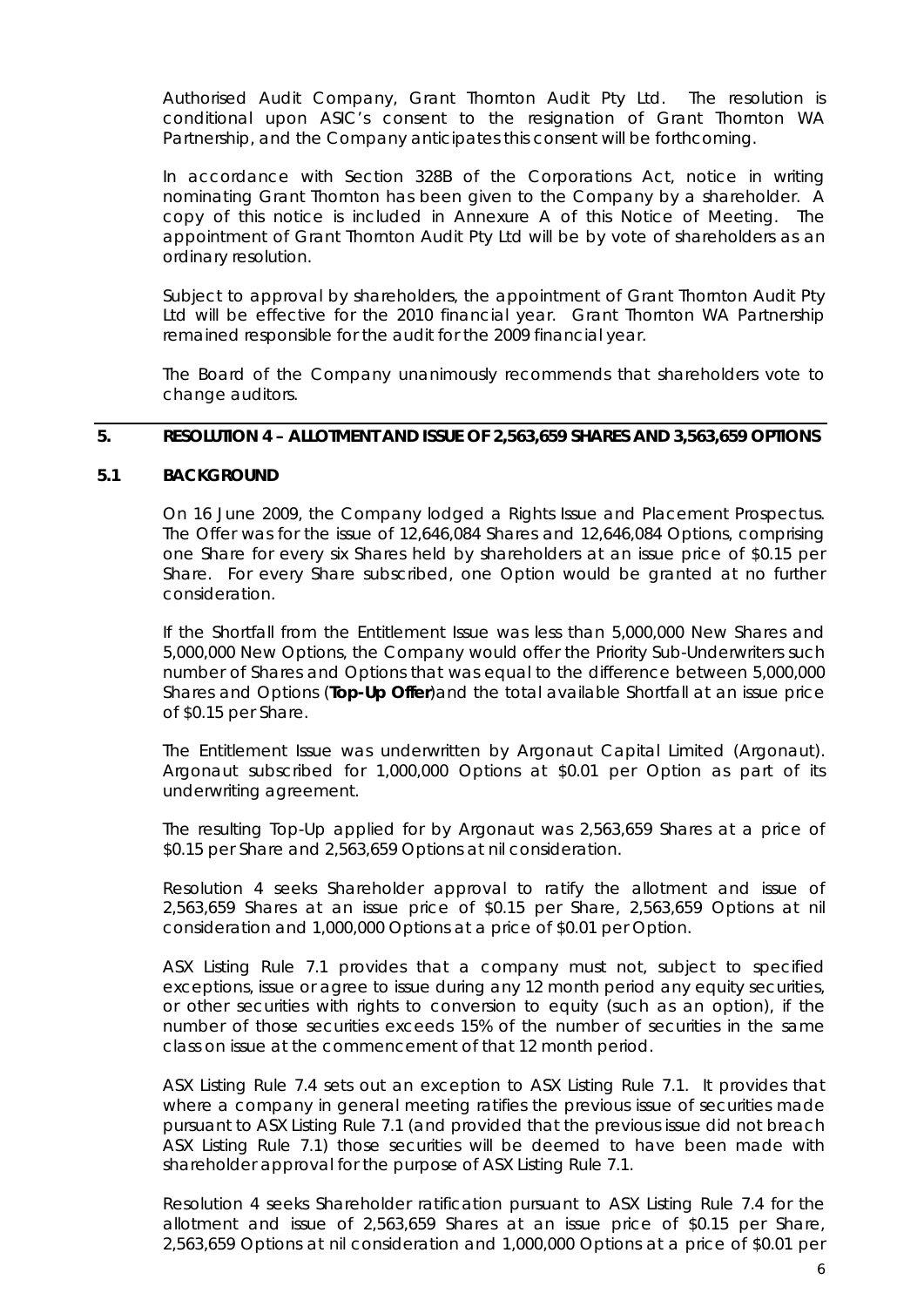Authorised Audit Company, Grant Thornton Audit Pty Ltd. The resolution is conditional upon ASIC's consent to the resignation of Grant Thornton WA Partnership, and the Company anticipates this consent will be forthcoming.

In accordance with Section 328B of the Corporations Act, notice in writing nominating Grant Thornton has been given to the Company by a shareholder. A copy of this notice is included in Annexure A of this Notice of Meeting. The appointment of Grant Thornton Audit Pty Ltd will be by vote of shareholders as an ordinary resolution.

Subject to approval by shareholders, the appointment of Grant Thornton Audit Pty Ltd will be effective for the 2010 financial year. Grant Thornton WA Partnership remained responsible for the audit for the 2009 financial year.

The Board of the Company unanimously recommends that shareholders vote to change auditors.

## 5. RESOLUTION 4 – ALLOTMENT AND ISSUE OF 2,563,659 SHARES AND 3,563,659 OPTIONS

### 5.1 BACKGROUND

On 16 June 2009, the Company lodged a Rights Issue and Placement Prospectus. The Offer was for the issue of 12,646,084 Shares and 12,646,084 Options, comprising one Share for every six Shares held by shareholders at an issue price of $0.15 per Share. For every Share subscribed, one Option would be granted at no further consideration.

If the Shortfall from the Entitlement Issue was less than 5,000,000 New Shares and 5,000,000 New Options, the Company would offer the Priority Sub-Underwriters such number of Shares and Options that was equal to the difference between 5,000,000 Shares and Options (**Top-Up Offer**)and the total available Shortfall at an issue price of $0.15 per Share.

The Entitlement Issue was underwritten by Argonaut Capital Limited (Argonaut). Argonaut subscribed for 1,000,000 Options at $0.01 per Option as part of its underwriting agreement.

The resulting Top-Up applied for by Argonaut was 2,563,659 Shares at a price of $0.15 per Share and 2,563,659 Options at nil consideration.

Resolution 4 seeks Shareholder approval to ratify the allotment and issue of 2,563,659 Shares at an issue price of $0.15 per Share, 2,563,659 Options at nil consideration and 1,000,000 Options at a price of $0.01 per Option.

ASX Listing Rule 7.1 provides that a company must not, subject to specified exceptions, issue or agree to issue during any 12 month period any equity securities, or other securities with rights to conversion to equity (such as an option), if the number of those securities exceeds 15% of the number of securities in the same class on issue at the commencement of that 12 month period.

ASX Listing Rule 7.4 sets out an exception to ASX Listing Rule 7.1. It provides that where a company in general meeting ratifies the previous issue of securities made pursuant to ASX Listing Rule 7.1 (and provided that the previous issue did not breach ASX Listing Rule 7.1) those securities will be deemed to have been made with shareholder approval for the purpose of ASX Listing Rule 7.1.

Resolution 4 seeks Shareholder ratification pursuant to ASX Listing Rule 7.4 for the allotment and issue of 2,563,659 Shares at an issue price of $0.15 per Share, 2,563,659 Options at nil consideration and 1,000,000 Options at a price of $0.01 per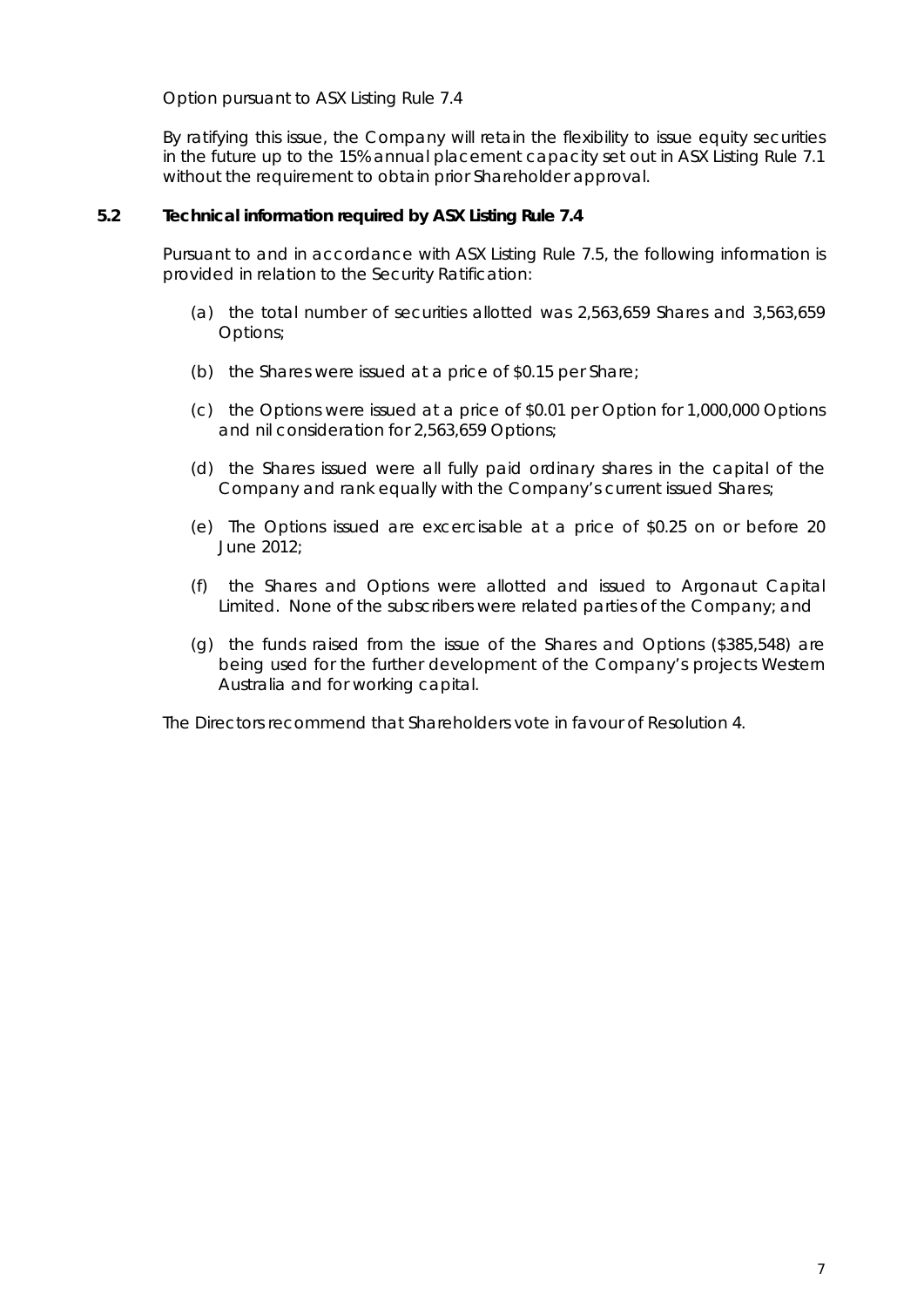Option pursuant to ASX Listing Rule 7.4

By ratifying this issue, the Company will retain the flexibility to issue equity securities in the future up to the 15% annual placement capacity set out in ASX Listing Rule 7.1 without the requirement to obtain prior Shareholder approval.

### 5.2 Technical information required by ASX Listing Rule 7.4

Pursuant to and in accordance with ASX Listing Rule 7.5, the following information is provided in relation to the Security Ratification:

(a) the total number of securities allotted was 2,563,659 Shares and 3,563,659 Options;

(b) the Shares were issued at a price of $0.15 per Share;

(c) the Options were issued at a price of $0.01 per Option for 1,000,000 Options and nil consideration for 2,563,659 Options;

(d) the Shares issued were all fully paid ordinary shares in the capital of the Company and rank equally with the Company's current issued Shares;

(e) The Options issued are excercisable at a price of $0.25 on or before 20 June 2012;

(f) the Shares and Options were allotted and issued to Argonaut Capital Limited. None of the subscribers were related parties of the Company; and

(g) the funds raised from the issue of the Shares and Options ($385,548) are being used for the further development of the Company's projects Western Australia and for working capital.

The Directors recommend that Shareholders vote in favour of Resolution 4.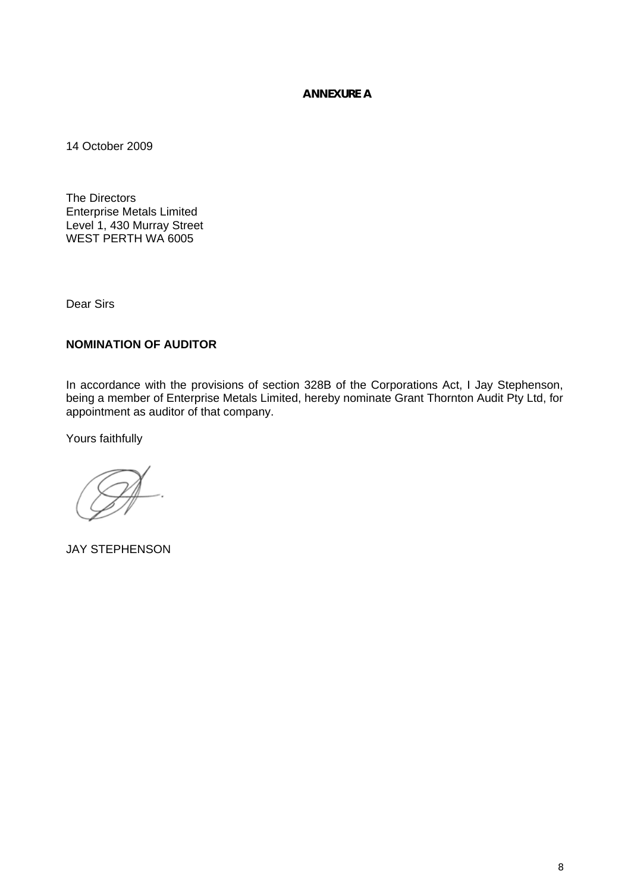**ANNEXURE A**

14 October 2009

The Directors
Enterprise Metals Limited
Level 1, 430 Murray Street
WEST PERTH WA 6005

Dear Sirs

**NOMINATION OF AUDITOR**

In accordance with the provisions of section 328B of the Corporations Act, I Jay Stephenson, being a member of Enterprise Metals Limited, hereby nominate Grant Thornton Audit Pty Ltd, for appointment as auditor of that company.

Yours faithfully

JAY STEPHENSON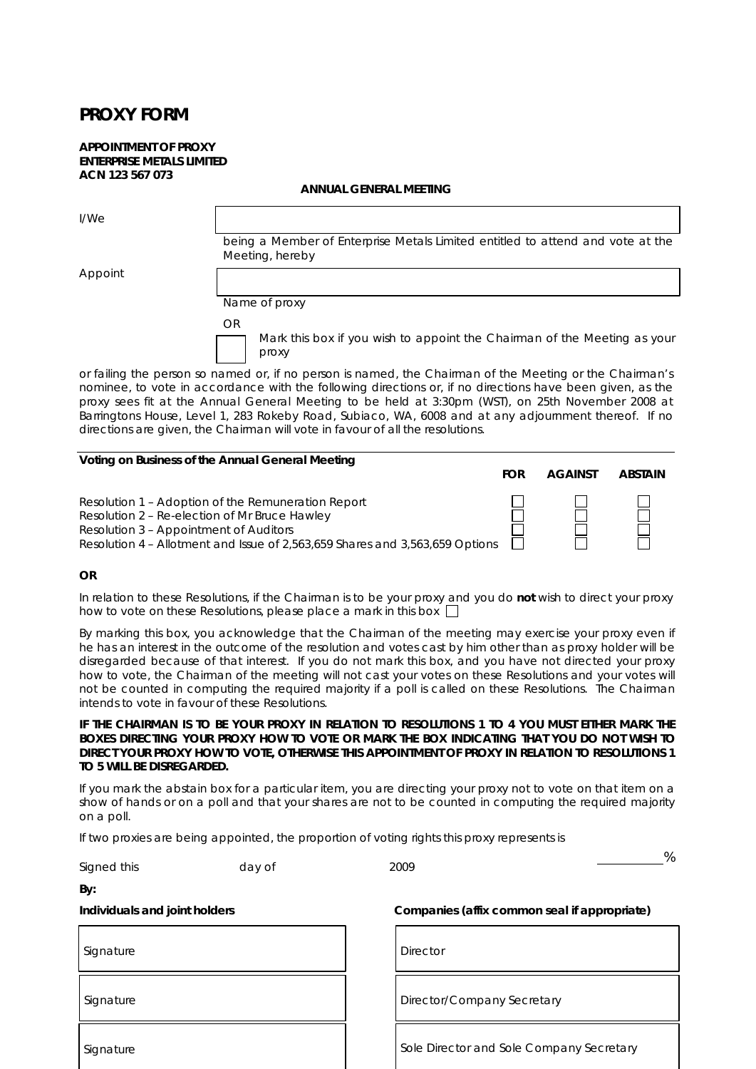# PROXY FORM

**APPOINTMENT OF PROXY**
**ENTERPRISE METALS LIMITED**
**ACN 123 567 073**

**ANNUAL GENERAL MEETING**

I/We ______________________________

being a Member of Enterprise Metals Limited entitled to attend and vote at the Meeting, hereby

Appoint ______________________________

Name of proxy

OR

☐ Mark this box if you wish to appoint the Chairman of the Meeting as your proxy

or failing the person so named or, if no person is named, the Chairman of the Meeting or the Chairman's nominee, to vote in accordance with the following directions or, if no directions have been given, as the proxy sees fit at the Annual General Meeting to be held at 3:30pm (WST), on 25th November 2008 at Barringtons House, Level 1, 283 Rokeby Road, Subiaco, WA, 6008 and at any adjournment thereof. If no directions are given, the Chairman will vote in favour of all the resolutions.

**Voting on Business of the Annual General Meeting**

| | FOR | AGAINST | ABSTAIN |
|---|---|---|---|
| Resolution 1 – Adoption of the Remuneration Report | ☐ | ☐ | ☐ |
| Resolution 2 – Re-election of Mr Bruce Hawley | ☐ | ☐ | ☐ |
| Resolution 3 – Appointment of Auditors | ☐ | ☐ | ☐ |
| Resolution 4 – Allotment and Issue of 2,563,659 Shares and 3,563,659 Options | ☐ | ☐ | ☐ |

**OR**

In relation to these Resolutions, if the Chairman is to be your proxy and you do **not** wish to direct your proxy how to vote on these Resolutions, please place a mark in this box ☐

By marking this box, you acknowledge that the Chairman of the meeting may exercise your proxy even if he has an interest in the outcome of the resolution and votes cast by him other than as proxy holder will be disregarded because of that interest. If you do not mark this box, and you have not directed your proxy how to vote, the Chairman of the meeting will not cast your votes on these Resolutions and your votes will not be counted in computing the required majority if a poll is called on these Resolutions. The Chairman intends to vote in favour of these Resolutions.

**IF THE CHAIRMAN IS TO BE YOUR PROXY IN RELATION TO RESOLUTIONS 1 TO 4 YOU MUST EITHER MARK THE BOXES DIRECTING YOUR PROXY HOW TO VOTE OR MARK THE BOX INDICATING THAT YOU DO NOT WISH TO DIRECT YOUR PROXY HOW TO VOTE, OTHERWISE THIS APPOINTMENT OF PROXY IN RELATION TO RESOLUTIONS 1 TO 5 WILL BE DISREGARDED.**

If you mark the abstain box for a particular item, you are directing your proxy not to vote on that item on a show of hands or on a poll and that your shares are not to be counted in computing the required majority on a poll.

If two proxies are being appointed, the proportion of voting rights this proxy represents is __________%

Signed this __________ day of __________ 2009

**By:**

| **Individuals and joint holders** | **Companies (affix common seal if appropriate)** |
|---|---|
| Signature | Director |
| Signature | Director/Company Secretary |
| Signature | Sole Director and Sole Company Secretary |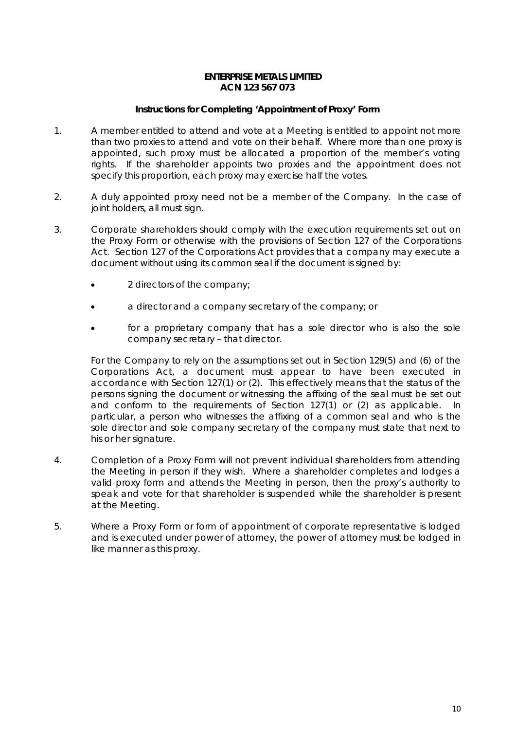**ENTERPRISE METALS LIMITED**
**ACN 123 567 073**

**Instructions for Completing 'Appointment of Proxy' Form**

1. A member entitled to attend and vote at a Meeting is entitled to appoint not more than two proxies to attend and vote on their behalf. Where more than one proxy is appointed, such proxy must be allocated a proportion of the member's voting rights. If the shareholder appoints two proxies and the appointment does not specify this proportion, each proxy may exercise half the votes.

2. A duly appointed proxy need not be a member of the Company. In the case of joint holders, all must sign.

3. Corporate shareholders should comply with the execution requirements set out on the Proxy Form or otherwise with the provisions of Section 127 of the Corporations Act. Section 127 of the Corporations Act provides that a company may execute a document without using its common seal if the document is signed by:

   - 2 directors of the company;
   - a director and a company secretary of the company; or
   - for a proprietary company that has a sole director who is also the sole company secretary – that director.

   For the Company to rely on the assumptions set out in Section 129(5) and (6) of the Corporations Act, a document must appear to have been executed in accordance with Section 127(1) or (2). This effectively means that the status of the persons signing the document or witnessing the affixing of the seal must be set out and conform to the requirements of Section 127(1) or (2) as applicable. In particular, a person who witnesses the affixing of a common seal and who is the sole director and sole company secretary of the company must state that next to his or her signature.

4. Completion of a Proxy Form will not prevent individual shareholders from attending the Meeting in person if they wish. Where a shareholder completes and lodges a valid proxy form and attends the Meeting in person, then the proxy's authority to speak and vote for that shareholder is suspended while the shareholder is present at the Meeting.

5. Where a Proxy Form or form of appointment of corporate representative is lodged and is executed under power of attorney, the power of attorney must be lodged in like manner as this proxy.